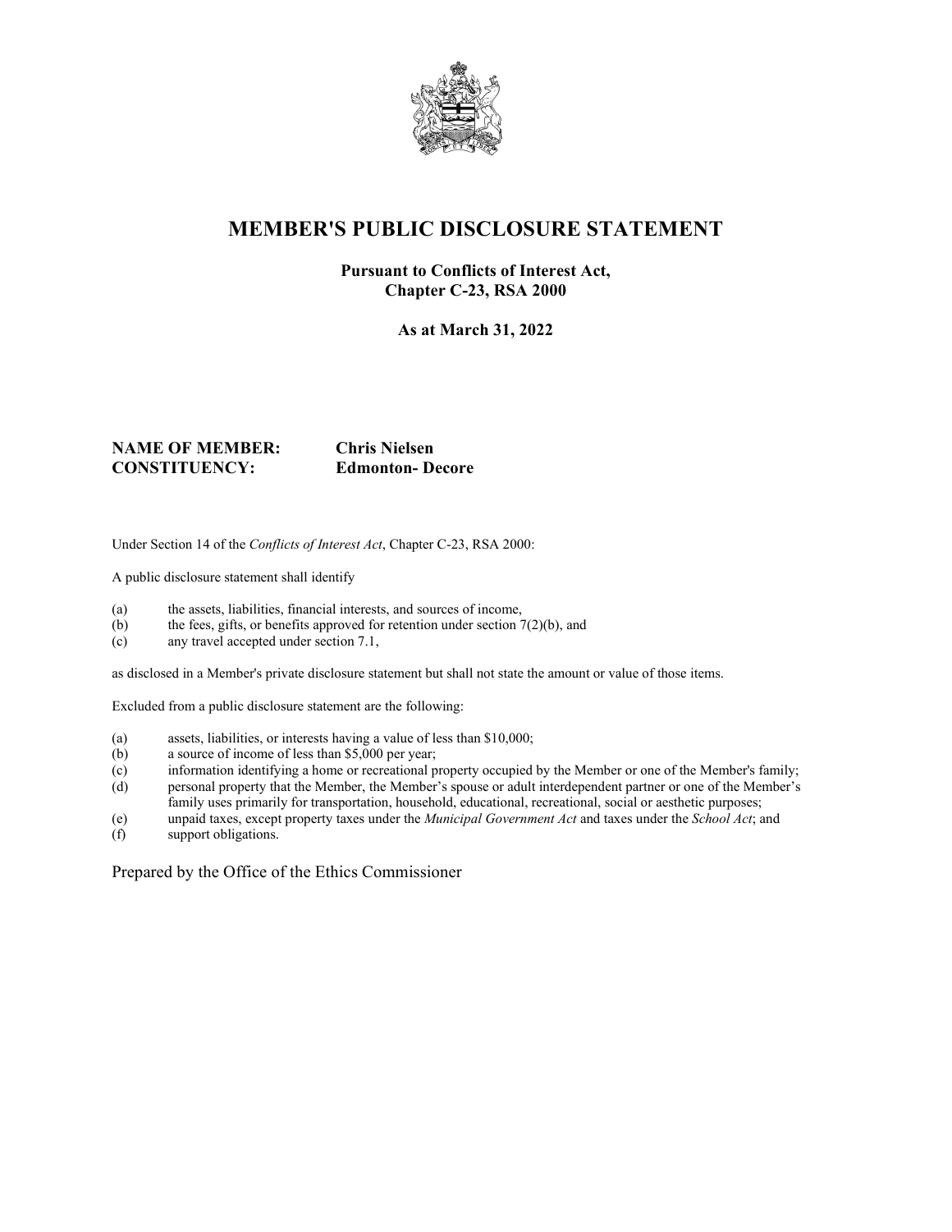# MEMBER'S PUBLIC DISCLOSURE STATEMENT

**Pursuant to Conflicts of Interest Act, Chapter C-23, RSA 2000**

**As at March 31, 2022**

**NAME OF MEMBER:** **Chris Nielsen**
**CONSTITUENCY:** **Edmonton- Decore**

Under Section 14 of the *Conflicts of Interest Act*, Chapter C-23, RSA 2000:

A public disclosure statement shall identify

(a) the assets, liabilities, financial interests, and sources of income,
(b) the fees, gifts, or benefits approved for retention under section 7(2)(b), and
(c) any travel accepted under section 7.1,

as disclosed in a Member's private disclosure statement but shall not state the amount or value of those items.

Excluded from a public disclosure statement are the following:

(a) assets, liabilities, or interests having a value of less than $10,000;
(b) a source of income of less than $5,000 per year;
(c) information identifying a home or recreational property occupied by the Member or one of the Member's family;
(d) personal property that the Member, the Member's spouse or adult interdependent partner or one of the Member's family uses primarily for transportation, household, educational, recreational, social or aesthetic purposes;
(e) unpaid taxes, except property taxes under the *Municipal Government Act* and taxes under the *School Act*; and
(f) support obligations.

Prepared by the Office of the Ethics Commissioner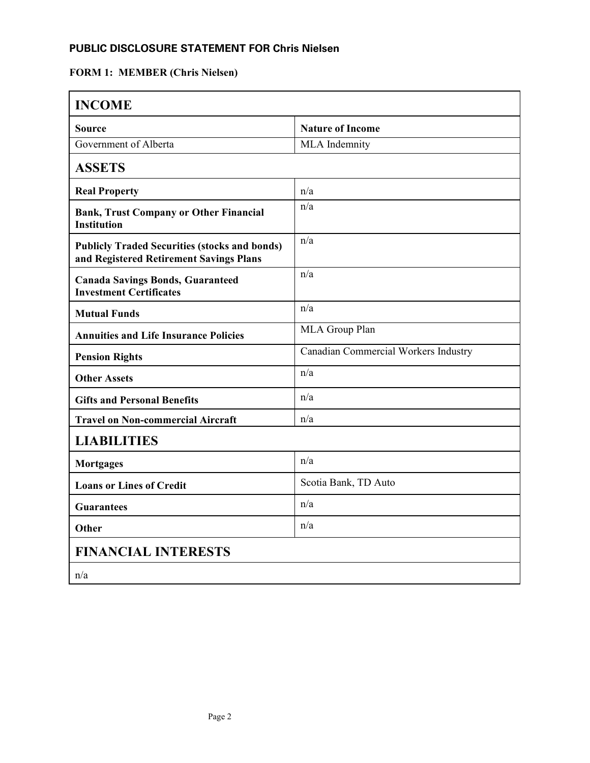## PUBLIC DISCLOSURE STATEMENT FOR Chris Nielsen

### FORM 1: MEMBER (Chris Nielsen)

| **INCOME** | |
|---|---|
| **Source** | **Nature of Income** |
| Government of Alberta | MLA Indemnity |
| **ASSETS** | |
| **Real Property** | n/a |
| **Bank, Trust Company or Other Financial Institution** | n/a |
| **Publicly Traded Securities (stocks and bonds) and Registered Retirement Savings Plans** | n/a |
| **Canada Savings Bonds, Guaranteed Investment Certificates** | n/a |
| **Mutual Funds** | n/a |
| **Annuities and Life Insurance Policies** | MLA Group Plan |
| **Pension Rights** | Canadian Commercial Workers Industry |
| **Other Assets** | n/a |
| **Gifts and Personal Benefits** | n/a |
| **Travel on Non-commercial Aircraft** | n/a |
| **LIABILITIES** | |
| **Mortgages** | n/a |
| **Loans or Lines of Credit** | Scotia Bank, TD Auto |
| **Guarantees** | n/a |
| **Other** | n/a |
| **FINANCIAL INTERESTS** | |
| n/a | |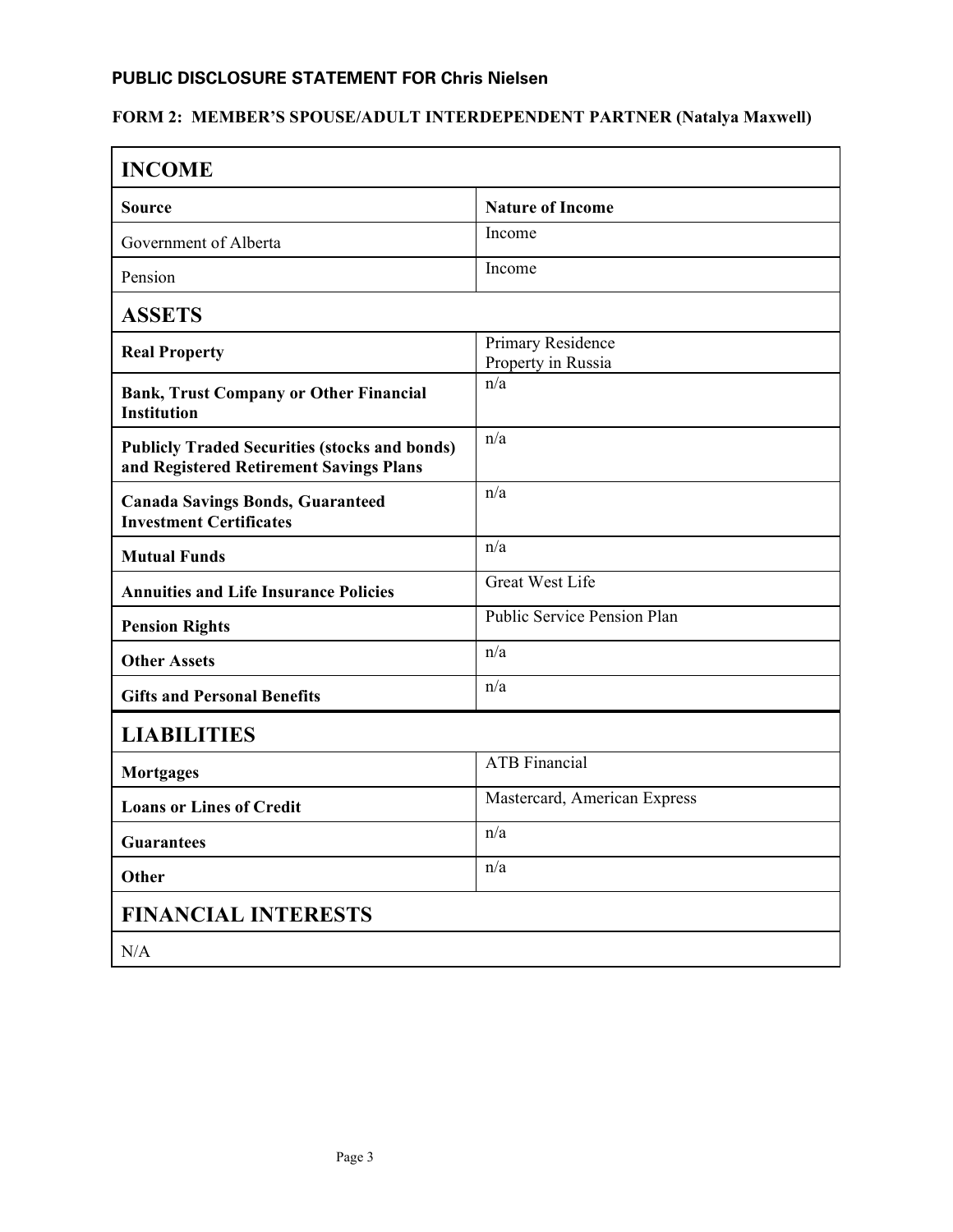**PUBLIC DISCLOSURE STATEMENT FOR Chris Nielsen**

**FORM 2: MEMBER'S SPOUSE/ADULT INTERDEPENDENT PARTNER (Natalya Maxwell)**

## INCOME

| **Source** | **Nature of Income** |
|---|---|
| Government of Alberta | Income |
| Pension | Income |

## ASSETS

| | |
|---|---|
| **Real Property** | Primary Residence<br>Property in Russia |
| **Bank, Trust Company or Other Financial Institution** | n/a |
| **Publicly Traded Securities (stocks and bonds) and Registered Retirement Savings Plans** | n/a |
| **Canada Savings Bonds, Guaranteed Investment Certificates** | n/a |
| **Mutual Funds** | n/a |
| **Annuities and Life Insurance Policies** | Great West Life |
| **Pension Rights** | Public Service Pension Plan |
| **Other Assets** | n/a |
| **Gifts and Personal Benefits** | n/a |

## LIABILITIES

| | |
|---|---|
| **Mortgages** | ATB Financial |
| **Loans or Lines of Credit** | Mastercard, American Express |
| **Guarantees** | n/a |
| **Other** | n/a |

## FINANCIAL INTERESTS

N/A